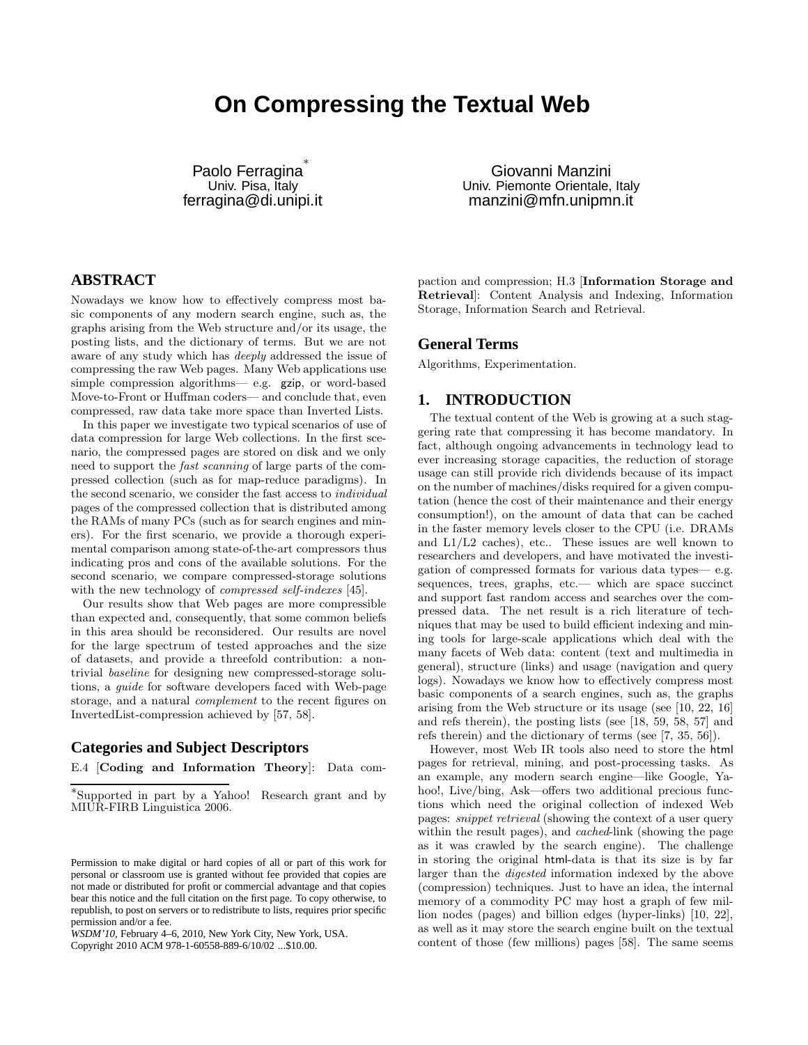# On Compressing the Textual Web

Paolo Ferragina[*]
Univ. Pisa, Italy
ferragina@di.unipi.it

Giovanni Manzini
Univ. Piemonte Orientale, Italy
manzini@mfn.unipmn.it

## ABSTRACT

Nowadays we know how to effectively compress most basic components of any modern search engine, such as, the graphs arising from the Web structure and/or its usage, the posting lists, and the dictionary of terms. But we are not aware of any study which has *deeply* addressed the issue of compressing the raw Web pages. Many Web applications use simple compression algorithms— e.g. gzip, or word-based Move-to-Front or Huffman coders— and conclude that, even compressed, raw data take more space than Inverted Lists.

In this paper we investigate two typical scenarios of use of data compression for large Web collections. In the first scenario, the compressed pages are stored on disk and we only need to support the *fast scanning* of large parts of the compressed collection (such as for map-reduce paradigms). In the second scenario, we consider the fast access to *individual* pages of the compressed collection that is distributed among the RAMs of many PCs (such as for search engines and miners). For the first scenario, we provide a thorough experimental comparison among state-of-the-art compressors thus indicating pros and cons of the available solutions. For the second scenario, we compare compressed-storage solutions with the new technology of *compressed self-indexes* [45].

Our results show that Web pages are more compressible than expected and, consequently, that some common beliefs in this area should be reconsidered. Our results are novel for the large spectrum of tested approaches and the size of datasets, and provide a threefold contribution: a non-trivial *baseline* for designing new compressed-storage solutions, a *guide* for software developers faced with Web-page storage, and a natural *complement* to the recent figures on InvertedList-compression achieved by [57, 58].

### Categories and Subject Descriptors

E.4 [**Coding and Information Theory**]: Data compaction and compression; H.3 [**Information Storage and Retrieval**]: Content Analysis and Indexing, Information Storage, Information Search and Retrieval.

### General Terms

Algorithms, Experimentation.

## 1. INTRODUCTION

The textual content of the Web is growing at a such staggering rate that compressing it has become mandatory. In fact, although ongoing advancements in technology lead to ever increasing storage capacities, the reduction of storage usage can still provide rich dividends because of its impact on the number of machines/disks required for a given computation (hence the cost of their maintenance and their energy consumption!), on the amount of data that can be cached in the faster memory levels closer to the CPU (i.e. DRAMs and L1/L2 caches), etc.. These issues are well known to researchers and developers, and have motivated the investigation of compressed formats for various data types— e.g. sequences, trees, graphs, etc.— which are space succinct and support fast random access and searches over the compressed data. The net result is a rich literature of techniques that may be used to build efficient indexing and mining tools for large-scale applications which deal with the many facets of Web data: content (text and multimedia in general), structure (links) and usage (navigation and query logs). Nowadays we know how to effectively compress most basic components of a search engines, such as, the graphs arising from the Web structure or its usage (see [10, 22, 16] and refs therein), the posting lists (see [18, 59, 58, 57] and refs therein) and the dictionary of terms (see [7, 35, 56]).

However, most Web IR tools also need to store the html pages for retrieval, mining, and post-processing tasks. As an example, any modern search engine—like Google, Yahoo!, Live/bing, Ask—offers two additional precious functions which need the original collection of indexed Web pages: *snippet retrieval* (showing the context of a user query within the result pages), and *cached*-link (showing the page as it was crawled by the search engine). The challenge in storing the original html-data is that its size is by far larger than the *digested* information indexed by the above (compression) techniques. Just to have an idea, the internal memory of a commodity PC may host a graph of few million nodes (pages) and billion edges (hyper-links) [10, 22], as well as it may store the search engine built on the textual content of those (few millions) pages [58]. The same seems

[*]Supported in part by a Yahoo! Research grant and by MIUR-FIRB Linguistica 2006.

Permission to make digital or hard copies of all or part of this work for personal or classroom use is granted without fee provided that copies are not made or distributed for profit or commercial advantage and that copies bear this notice and the full citation on the first page. To copy otherwise, to republish, to post on servers or to redistribute to lists, requires prior specific permission and/or a fee.
*WSDM'10*, February 4–6, 2010, New York City, New York, USA.
Copyright 2010 ACM 978-1-60558-889-6/10/02 ...$10.00.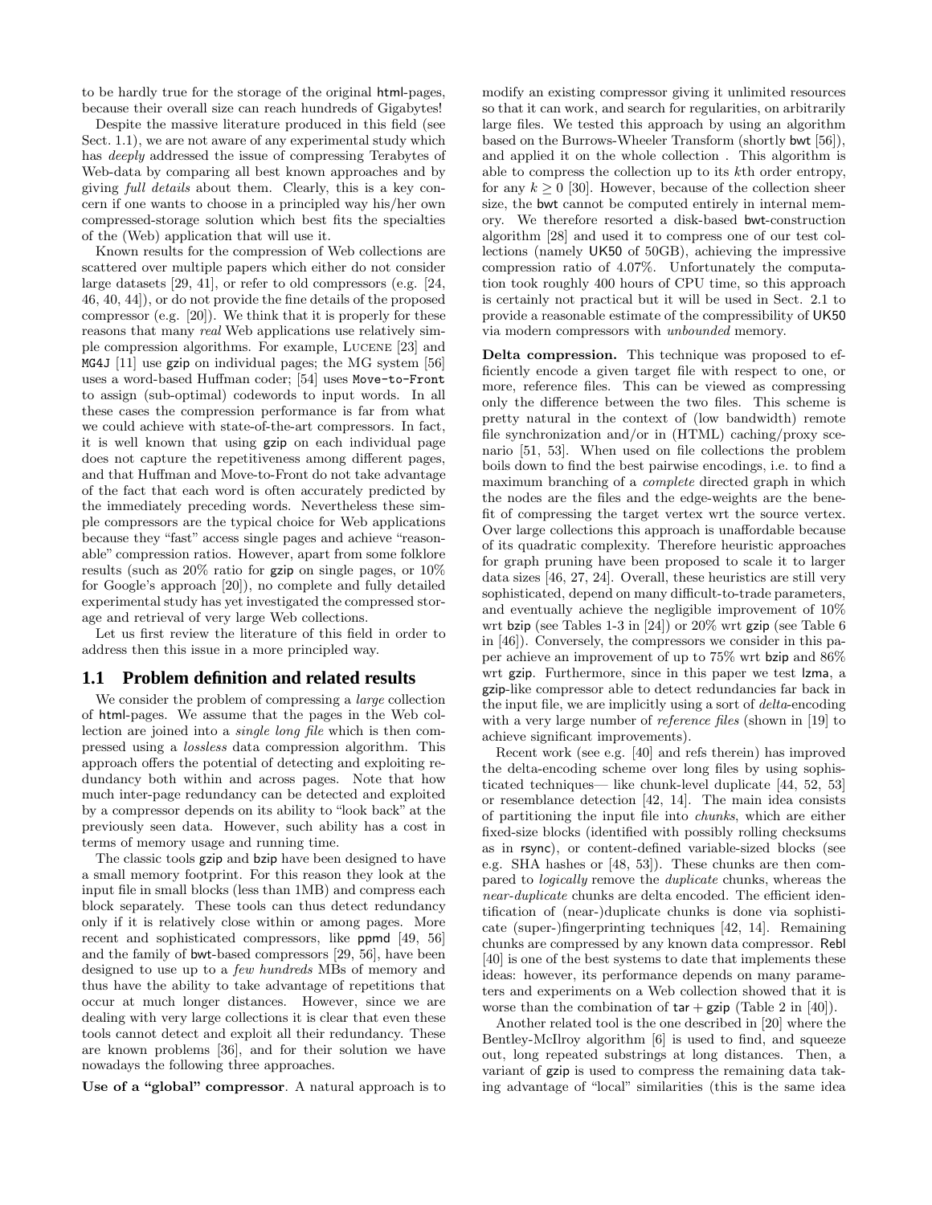to be hardly true for the storage of the original html-pages, because their overall size can reach hundreds of Gigabytes!

Despite the massive literature produced in this field (see Sect. 1.1), we are not aware of any experimental study which has *deeply* addressed the issue of compressing Terabytes of Web-data by comparing all best known approaches and by giving *full details* about them. Clearly, this is a key concern if one wants to choose in a principled way his/her own compressed-storage solution which best fits the specialties of the (Web) application that will use it.

Known results for the compression of Web collections are scattered over multiple papers which either do not consider large datasets [29, 41], or refer to old compressors (e.g. [24, 46, 40, 44]), or do not provide the fine details of the proposed compressor (e.g. [20]). We think that it is properly for these reasons that many *real* Web applications use relatively simple compression algorithms. For example, Lucene [23] and MG4J [11] use gzip on individual pages; the MG system [56] uses a word-based Huffman coder; [54] uses Move-to-Front to assign (sub-optimal) codewords to input words. In all these cases the compression performance is far from what we could achieve with state-of-the-art compressors. In fact, it is well known that using gzip on each individual page does not capture the repetitiveness among different pages, and that Huffman and Move-to-Front do not take advantage of the fact that each word is often accurately predicted by the immediately preceding words. Nevertheless these simple compressors are the typical choice for Web applications because they "fast" access single pages and achieve "reasonable" compression ratios. However, apart from some folklore results (such as 20% ratio for gzip on single pages, or 10% for Google's approach [20]), no complete and fully detailed experimental study has yet investigated the compressed storage and retrieval of very large Web collections.

Let us first review the literature of this field in order to address then this issue in a more principled way.

## 1.1 Problem definition and related results

We consider the problem of compressing a *large* collection of html-pages. We assume that the pages in the Web collection are joined into a *single long file* which is then compressed using a *lossless* data compression algorithm. This approach offers the potential of detecting and exploiting redundancy both within and across pages. Note that how much inter-page redundancy can be detected and exploited by a compressor depends on its ability to "look back" at the previously seen data. However, such ability has a cost in terms of memory usage and running time.

The classic tools gzip and bzip have been designed to have a small memory footprint. For this reason they look at the input file in small blocks (less than 1MB) and compress each block separately. These tools can thus detect redundancy only if it is relatively close within or among pages. More recent and sophisticated compressors, like ppmd [49, 56] and the family of bwt-based compressors [29, 56], have been designed to use up to a *few hundreds* MBs of memory and thus have the ability to take advantage of repetitions that occur at much longer distances. However, since we are dealing with very large collections it is clear that even these tools cannot detect and exploit all their redundancy. These are known problems [36], and for their solution we have nowadays the following three approaches.

**Use of a "global" compressor**. A natural approach is to modify an existing compressor giving it unlimited resources so that it can work, and search for regularities, on arbitrarily large files. We tested this approach by using an algorithm based on the Burrows-Wheeler Transform (shortly bwt [56]), and applied it on the whole collection . This algorithm is able to compress the collection up to its $k$th order entropy, for any $k \geq 0$ [30]. However, because of the collection sheer size, the bwt cannot be computed entirely in internal memory. We therefore resorted a disk-based bwt-construction algorithm [28] and used it to compress one of our test collections (namely UK50 of 50GB), achieving the impressive compression ratio of 4.07%. Unfortunately the computation took roughly 400 hours of CPU time, so this approach is certainly not practical but it will be used in Sect. 2.1 to provide a reasonable estimate of the compressibility of UK50 via modern compressors with *unbounded* memory.

**Delta compression.** This technique was proposed to efficiently encode a given target file with respect to one, or more, reference files. This can be viewed as compressing only the difference between the two files. This scheme is pretty natural in the context of (low bandwidth) remote file synchronization and/or in (HTML) caching/proxy scenario [51, 53]. When used on file collections the problem boils down to find the best pairwise encodings, i.e. to find a maximum branching of a *complete* directed graph in which the nodes are the files and the edge-weights are the benefit of compressing the target vertex wrt the source vertex. Over large collections this approach is unaffordable because of its quadratic complexity. Therefore heuristic approaches for graph pruning have been proposed to scale it to larger data sizes [46, 27, 24]. Overall, these heuristics are still very sophisticated, depend on many difficult-to-trade parameters, and eventually achieve the negligible improvement of 10% wrt bzip (see Tables 1-3 in [24]) or 20% wrt gzip (see Table 6 in [46]). Conversely, the compressors we consider in this paper achieve an improvement of up to 75% wrt bzip and 86% wrt gzip. Furthermore, since in this paper we test lzma, a gzip-like compressor able to detect redundancies far back in the input file, we are implicitly using a sort of *delta*-encoding with a very large number of *reference files* (shown in [19] to achieve significant improvements).

Recent work (see e.g. [40] and refs therein) has improved the delta-encoding scheme over long files by using sophisticated techniques— like chunk-level duplicate [44, 52, 53] or resemblance detection [42, 14]. The main idea consists of partitioning the input file into *chunks*, which are either fixed-size blocks (identified with possibly rolling checksums as in rsync), or content-defined variable-sized blocks (see e.g. SHA hashes or [48, 53]). These chunks are then compared to *logically* remove the *duplicate* chunks, whereas the *near-duplicate* chunks are delta encoded. The efficient identification of (near-)duplicate chunks is done via sophisticate (super-)fingerprinting techniques [42, 14]. Remaining chunks are compressed by any known data compressor. Rebl [40] is one of the best systems to date that implements these ideas: however, its performance depends on many parameters and experiments on a Web collection showed that it is worse than the combination of tar + gzip (Table 2 in [40]).

Another related tool is the one described in [20] where the Bentley-McIlroy algorithm [6] is used to find, and squeeze out, long repeated substrings at long distances. Then, a variant of gzip is used to compress the remaining data taking advantage of "local" similarities (this is the same idea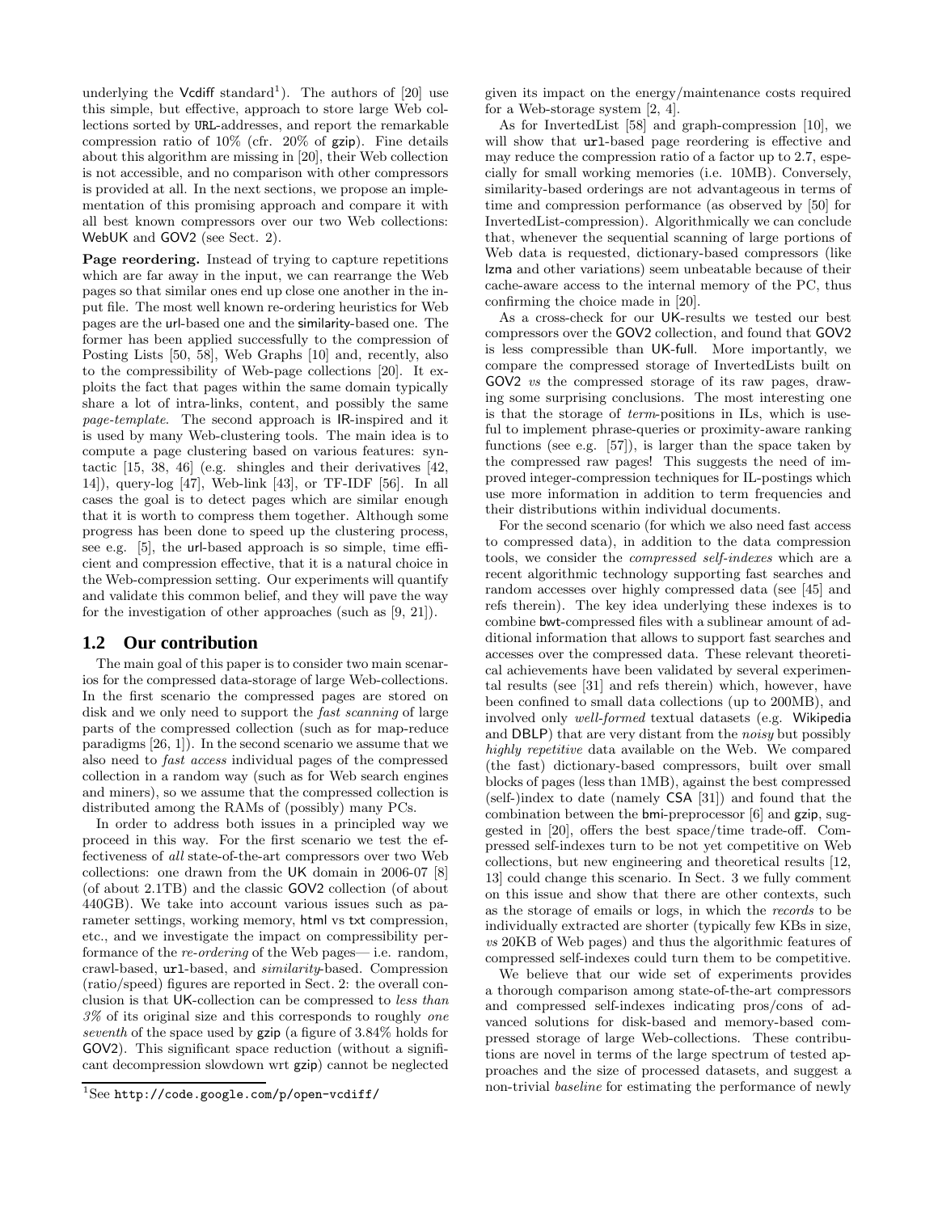underlying the Vcdiff standard[1]). The authors of [20] use this simple, but effective, approach to store large Web collections sorted by URL-addresses, and report the remarkable compression ratio of 10% (cfr. 20% of gzip). Fine details about this algorithm are missing in [20], their Web collection is not accessible, and no comparison with other compressors is provided at all. In the next sections, we propose an implementation of this promising approach and compare it with all best known compressors over our two Web collections: WebUK and GOV2 (see Sect. 2).

**Page reordering.** Instead of trying to capture repetitions which are far away in the input, we can rearrange the Web pages so that similar ones end up close one another in the input file. The most well known re-ordering heuristics for Web pages are the url-based one and the similarity-based one. The former has been applied successfully to the compression of Posting Lists [50, 58], Web Graphs [10] and, recently, also to the compressibility of Web-page collections [20]. It exploits the fact that pages within the same domain typically share a lot of intra-links, content, and possibly the same *page-template*. The second approach is IR-inspired and it is used by many Web-clustering tools. The main idea is to compute a page clustering based on various features: syntactic [15, 38, 46] (e.g. shingles and their derivatives [42, 14]), query-log [47], Web-link [43], or TF-IDF [56]. In all cases the goal is to detect pages which are similar enough that it is worth to compress them together. Although some progress has been done to speed up the clustering process, see e.g. [5], the url-based approach is so simple, time efficient and compression effective, that it is a natural choice in the Web-compression setting. Our experiments will quantify and validate this common belief, and they will pave the way for the investigation of other approaches (such as [9, 21]).

## 1.2 Our contribution

The main goal of this paper is to consider two main scenarios for the compressed data-storage of large Web-collections. In the first scenario the compressed pages are stored on disk and we only need to support the *fast scanning* of large parts of the compressed collection (such as for map-reduce paradigms [26, 1]). In the second scenario we assume that we also need to *fast access* individual pages of the compressed collection in a random way (such as for Web search engines and miners), so we assume that the compressed collection is distributed among the RAMs of (possibly) many PCs.

In order to address both issues in a principled way we proceed in this way. For the first scenario we test the effectiveness of *all* state-of-the-art compressors over two Web collections: one drawn from the UK domain in 2006-07 [8] (of about 2.1TB) and the classic GOV2 collection (of about 440GB). We take into account various issues such as parameter settings, working memory, html vs txt compression, etc., and we investigate the impact on compressibility performance of the *re-ordering* of the Web pages— i.e. random, crawl-based, `url`-based, and *similarity*-based. Compression (ratio/speed) figures are reported in Sect. 2: the overall conclusion is that UK-collection can be compressed to *less than 3%* of its original size and this corresponds to roughly *one seventh* of the space used by gzip (a figure of 3.84% holds for GOV2). This significant space reduction (without a significant decompression slowdown wrt gzip) cannot be neglected given its impact on the energy/maintenance costs required for a Web-storage system [2, 4].

As for InvertedList [58] and graph-compression [10], we will show that `url`-based page reordering is effective and may reduce the compression ratio of a factor up to 2.7, especially for small working memories (i.e. 10MB). Conversely, similarity-based orderings are not advantageous in terms of time and compression performance (as observed by [50] for InvertedList-compression). Algorithmically we can conclude that, whenever the sequential scanning of large portions of Web data is requested, dictionary-based compressors (like lzma and other variations) seem unbeatable because of their cache-aware access to the internal memory of the PC, thus confirming the choice made in [20].

As a cross-check for our UK-results we tested our best compressors over the GOV2 collection, and found that GOV2 is less compressible than UK-full. More importantly, we compare the compressed storage of InvertedLists built on GOV2 *vs* the compressed storage of its raw pages, drawing some surprising conclusions. The most interesting one is that the storage of *term*-positions in ILs, which is useful to implement phrase-queries or proximity-aware ranking functions (see e.g. [57]), is larger than the space taken by the compressed raw pages! This suggests the need of improved integer-compression techniques for IL-postings which use more information in addition to term frequencies and their distributions within individual documents.

For the second scenario (for which we also need fast access to compressed data), in addition to the data compression tools, we consider the *compressed self-indexes* which are a recent algorithmic technology supporting fast searches and random accesses over highly compressed data (see [45] and refs therein). The key idea underlying these indexes is to combine bwt-compressed files with a sublinear amount of additional information that allows to support fast searches and accesses over the compressed data. These relevant theoretical achievements have been validated by several experimental results (see [31] and refs therein) which, however, have been confined to small data collections (up to 200MB), and involved only *well-formed* textual datasets (e.g. Wikipedia and DBLP) that are very distant from the *noisy* but possibly *highly repetitive* data available on the Web. We compared (the fast) dictionary-based compressors, built over small blocks of pages (less than 1MB), against the best compressed (self-)index to date (namely CSA [31]) and found that the combination between the bmi-preprocessor [6] and gzip, suggested in [20], offers the best space/time trade-off. Compressed self-indexes turn to be not yet competitive on Web collections, but new engineering and theoretical results [12, 13] could change this scenario. In Sect. 3 we fully comment on this issue and show that there are other contexts, such as the storage of emails or logs, in which the *records* to be individually extracted are shorter (typically few KBs in size, *vs* 20KB of Web pages) and thus the algorithmic features of compressed self-indexes could turn them to be competitive.

We believe that our wide set of experiments provides a thorough comparison among state-of-the-art compressors and compressed self-indexes indicating pros/cons of advanced solutions for disk-based and memory-based compressed storage of large Web-collections. These contributions are novel in terms of the large spectrum of tested approaches and the size of processed datasets, and suggest a non-trivial *baseline* for estimating the performance of newly

[1] See `http://code.google.com/p/open-vcdiff/`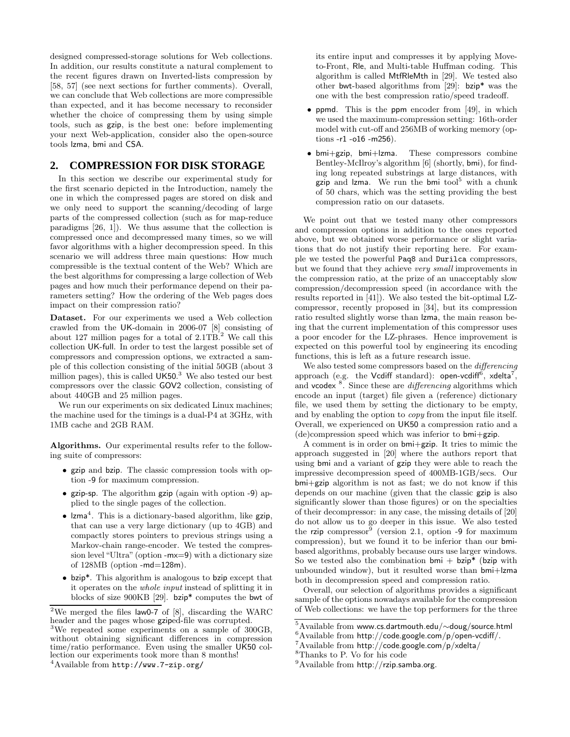designed compressed-storage solutions for Web collections. In addition, our results constitute a natural complement to the recent figures drawn on Inverted-lists compression by [58, 57] (see next sections for further comments). Overall, we can conclude that Web collections are more compressible than expected, and it has become necessary to reconsider whether the choice of compressing them by using simple tools, such as gzip, is the best one: before implementing your next Web-application, consider also the open-source tools lzma, bmi and CSA.

## 2. COMPRESSION FOR DISK STORAGE

In this section we describe our experimental study for the first scenario depicted in the Introduction, namely the one in which the compressed pages are stored on disk and we only need to support the scanning/decoding of large parts of the compressed collection (such as for map-reduce paradigms [26, 1]). We thus assume that the collection is compressed once and decompressed many times, so we will favor algorithms with a higher decompression speed. In this scenario we will address three main questions: How much compressible is the textual content of the Web? Which are the best algorithms for compressing a large collection of Web pages and how much their performance depend on their parameters setting? How the ordering of the Web pages does impact on their compression ratio?

**Dataset.** For our experiments we used a Web collection crawled from the UK-domain in 2006-07 [8], consisting of about 127 million pages for a total of 2.1TB.[2] We call this collection UK-full. In order to test the largest possible set of compressors and compression options, we extracted a sample of this collection consisting of the initial 50GB (about 3 million pages), this is called UK50.[3] We also tested our best compressors over the classic GOV2 collection, consisting of about 440GB and 25 million pages.

We run our experiments on six dedicated Linux machines; the machine used for the timings is a dual-P4 at 3GHz, with 1MB cache and 2GB RAM.

**Algorithms.** Our experimental results refer to the following suite of compressors:

- gzip and bzip. The classic compression tools with option -9 for maximum compression.
- gzip-sp. The algorithm gzip (again with option -9) applied to the single pages of the collection.
- lzma[4]. This is a dictionary-based algorithm, like gzip, that can use a very large dictionary (up to 4GB) and compactly stores pointers to previous strings using a Markov-chain range-encoder. We tested the compression level "Ultra" (option -mx=9) with a dictionary size of 128MB (option -md=128m).
- bzip*. This algorithm is analogous to bzip except that it operates on the *whole input* instead of splitting it in blocks of size 900KB [29]. bzip* computes the bwt of its entire input and compresses it by applying Move-to-Front, Rle, and Multi-table Huffman coding. This algorithm is called MtfRleMth in [29]. We tested also other bwt-based algorithms from [29]: bzip* was the one with the best compression ratio/speed tradeoff.
- ppmd. This is the ppm encoder from [49], in which we used the maximum-compression setting: 16th-order model with cut-off and 256MB of working memory (options -r1 -o16 -m256).
- bmi+gzip, bmi+lzma. These compressors combine Bentley-McIlroy's algorithm [6] (shortly, bmi), for finding long repeated substrings at large distances, with gzip and lzma. We run the bmi tool[5] with a chunk of 50 chars, which was the setting providing the best compression ratio on our datasets.

We point out that we tested many other compressors and compression options in addition to the ones reported above, but we obtained worse performance or slight variations that do not justify their reporting here. For example we tested the powerful Paq8 and Durilca compressors, but we found that they achieve *very small* improvements in the compression ratio, at the prize of an unacceptably slow compression/decompression speed (in accordance with the results reported in [41]). We also tested the bit-optimal LZ-compressor, recently proposed in [34], but its compression ratio resulted slightly worse than lzma, the main reason being that the current implementation of this compressor uses a poor encoder for the LZ-phrases. Hence improvement is expected on this powerful tool by engineering its encoding functions, this is left as a future research issue.

We also tested some compressors based on the *differencing* approach (e.g. the Vcdiff standard): open-vcdiff[6], xdelta[7], and vcodex [8]. Since these are *differencing* algorithms which encode an input (target) file given a (reference) dictionary file, we used them by setting the dictionary to be empty, and by enabling the option to *copy* from the input file itself. Overall, we experienced on UK50 a compression ratio and a (de)compression speed which was inferior to bmi+gzip.

A comment is in order on bmi+gzip. It tries to mimic the approach suggested in [20] where the authors report that using bmi and a variant of gzip they were able to reach the impressive decompression speed of 400MB-1GB/secs. Our bmi+gzip algorithm is not as fast; we do not know if this depends on our machine (given that the classic gzip is also significantly slower than those figures) or on the specialties of their decompressor: in any case, the missing details of [20] do not allow us to go deeper in this issue. We also tested the rzip compressor[9] (version 2.1, option -9 for maximum compression), but we found it to be inferior than our bmi-based algorithms, probably because ours use larger windows. So we tested also the combination bmi + bzip* (bzip with unbounded window), but it resulted worse than bmi+lzma both in decompression speed and compression ratio.

Overall, our selection of algorithms provides a significant sample of the options nowadays available for the compression of Web collections: we have the top performers for the three

[2] We merged the files law0-7 of [8], discarding the WARC header and the pages whose gziped-file was corrupted.

[3] We repeated some experiments on a sample of 300GB, without obtaining significant differences in compression time/ratio performance. Even using the smaller UK50 collection our experiments took more than 8 months!

[4] Available from http://www.7-zip.org/

[5] Available from www.cs.dartmouth.edu/∼doug/source.html

[6] Available from http://code.google.com/p/open-vcdiff/.

[7] Available from http://code.google.com/p/xdelta/

[8] Thanks to P. Vo for his code

[9] Available from http://rzip.samba.org.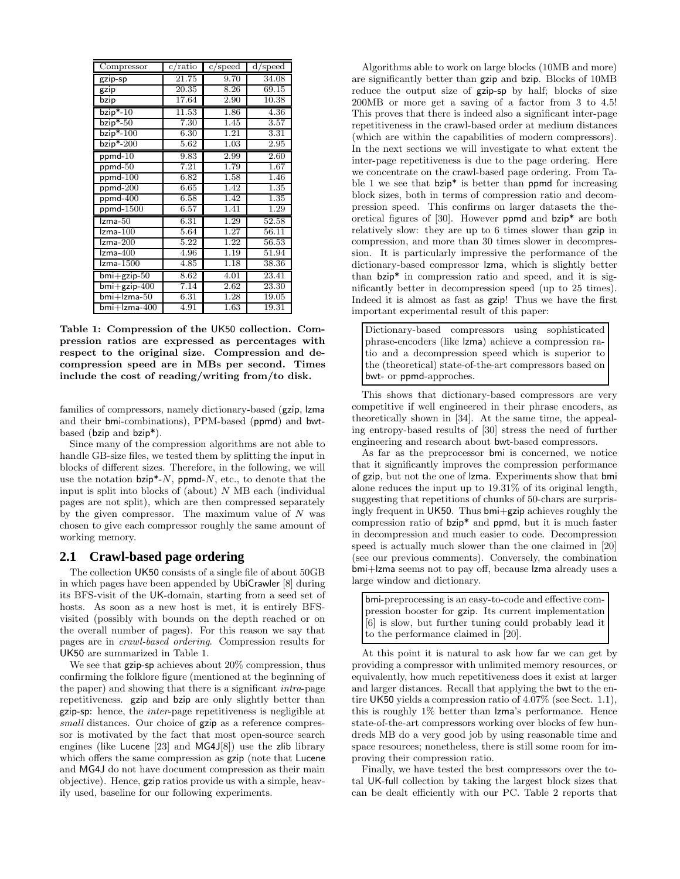| Compressor | c/ratio | c/speed | d/speed |
|---|---|---|---|
| gzip-sp | 21.75 | 9.70 | 34.08 |
| gzip | 20.35 | 8.26 | 69.15 |
| bzip | 17.64 | 2.90 | 10.38 |
| bzip*-10 | 11.53 | 1.86 | 4.36 |
| bzip*-50 | 7.30 | 1.45 | 3.57 |
| bzip*-100 | 6.30 | 1.21 | 3.31 |
| bzip*-200 | 5.62 | 1.03 | 2.95 |
| ppmd-10 | 9.83 | 2.99 | 2.60 |
| ppmd-50 | 7.21 | 1.79 | 1.67 |
| ppmd-100 | 6.82 | 1.58 | 1.46 |
| ppmd-200 | 6.65 | 1.42 | 1.35 |
| ppmd-400 | 6.58 | 1.42 | 1.35 |
| ppmd-1500 | 6.57 | 1.41 | 1.29 |
| lzma-50 | 6.31 | 1.29 | 52.58 |
| lzma-100 | 5.64 | 1.27 | 56.11 |
| lzma-200 | 5.22 | 1.22 | 56.53 |
| lzma-400 | 4.96 | 1.19 | 51.94 |
| lzma-1500 | 4.85 | 1.18 | 38.36 |
| bmi+gzip-50 | 8.62 | 4.01 | 23.41 |
| bmi+gzip-400 | 7.14 | 2.62 | 23.30 |
| bmi+lzma-50 | 6.31 | 1.28 | 19.05 |
| bmi+lzma-400 | 4.91 | 1.63 | 19.31 |

**Table 1: Compression of the UK50 collection. Compression ratios are expressed as percentages with respect to the original size. Compression and decompression speed are in MBs per second. Times include the cost of reading/writing from/to disk.**

families of compressors, namely dictionary-based (gzip, lzma and their bmi-combinations), PPM-based (ppmd) and bwt-based (bzip and bzip*).

Since many of the compression algorithms are not able to handle GB-size files, we tested them by splitting the input in blocks of different sizes. Therefore, in the following, we will use the notation bzip*-$N$, ppmd-$N$, etc., to denote that the input is split into blocks of (about) $N$ MB each (individual pages are not split), which are then compressed separately by the given compressor. The maximum value of $N$ was chosen to give each compressor roughly the same amount of working memory.

## 2.1 Crawl-based page ordering

The collection UK50 consists of a single file of about 50GB in which pages have been appended by UbiCrawler [8] during its BFS-visit of the UK-domain, starting from a seed set of hosts. As soon as a new host is met, it is entirely BFS-visited (possibly with bounds on the depth reached or on the overall number of pages). For this reason we say that pages are in *crawl-based ordering*. Compression results for UK50 are summarized in Table 1.

We see that gzip-sp achieves about 20% compression, thus confirming the folklore figure (mentioned at the beginning of the paper) and showing that there is a significant *intra*-page repetitiveness. gzip and bzip are only slightly better than gzip-sp: hence, the *inter*-page repetitiveness is negligible at *small* distances. Our choice of gzip as a reference compressor is motivated by the fact that most open-source search engines (like Lucene [23] and MG4J[8]) use the zlib library which offers the same compression as gzip (note that Lucene and MG4J do not have document compression as their main objective). Hence, gzip ratios provide us with a simple, heavily used, baseline for our following experiments.

Algorithms able to work on large blocks (10MB and more) are significantly better than gzip and bzip. Blocks of 10MB reduce the output size of gzip-sp by half; blocks of size 200MB or more get a saving of a factor from 3 to 4.5! This proves that there is indeed also a significant inter-page repetitiveness in the crawl-based order at medium distances (which are within the capabilities of modern compressors). In the next sections we will investigate to what extent the inter-page repetitiveness is due to the page ordering. Here we concentrate on the crawl-based page ordering. From Table 1 we see that bzip* is better than ppmd for increasing block sizes, both in terms of compression ratio and decompression speed. This confirms on larger datasets the theoretical figures of [30]. However ppmd and bzip* are both relatively slow: they are up to 6 times slower than gzip in compression, and more than 30 times slower in decompression. It is particularly impressive the performance of the dictionary-based compressor lzma, which is slightly better than bzip* in compression ratio and speed, and it is significantly better in decompression speed (up to 25 times). Indeed it is almost as fast as gzip! Thus we have the first important experimental result of this paper:

> Dictionary-based compressors using sophisticated phrase-encoders (like lzma) achieve a compression ratio and a decompression speed which is superior to the (theoretical) state-of-the-art compressors based on bwt- or ppmd-approches.

This shows that dictionary-based compressors are very competitive if well engineered in their phrase encoders, as theoretically shown in [34]. At the same time, the appealing entropy-based results of [30] stress the need of further engineering and research about bwt-based compressors.

As far as the preprocessor bmi is concerned, we notice that it significantly improves the compression performance of gzip, but not the one of lzma. Experiments show that bmi alone reduces the input up to 19.31% of its original length, suggesting that repetitions of chunks of 50-chars are surprisingly frequent in UK50. Thus bmi+gzip achieves roughly the compression ratio of bzip* and ppmd, but it is much faster in decompression and much easier to code. Decompression speed is actually much slower than the one claimed in [20] (see our previous comments). Conversely, the combination bmi+lzma seems not to pay off, because lzma already uses a large window and dictionary.

> bmi-preprocessing is an easy-to-code and effective compression booster for gzip. Its current implementation [6] is slow, but further tuning could probably lead it to the performance claimed in [20].

At this point it is natural to ask how far we can get by providing a compressor with unlimited memory resources, or equivalently, how much repetitiveness does it exist at larger and larger distances. Recall that applying the bwt to the entire UK50 yields a compression ratio of 4.07% (see Sect. 1.1), this is roughly 1% better than lzma's performance. Hence state-of-the-art compressors working over blocks of few hundreds MB do a very good job by using reasonable time and space resources; nonetheless, there is still some room for improving their compression ratio.

Finally, we have tested the best compressors over the total UK-full collection by taking the largest block sizes that can be dealt efficiently with our PC. Table 2 reports that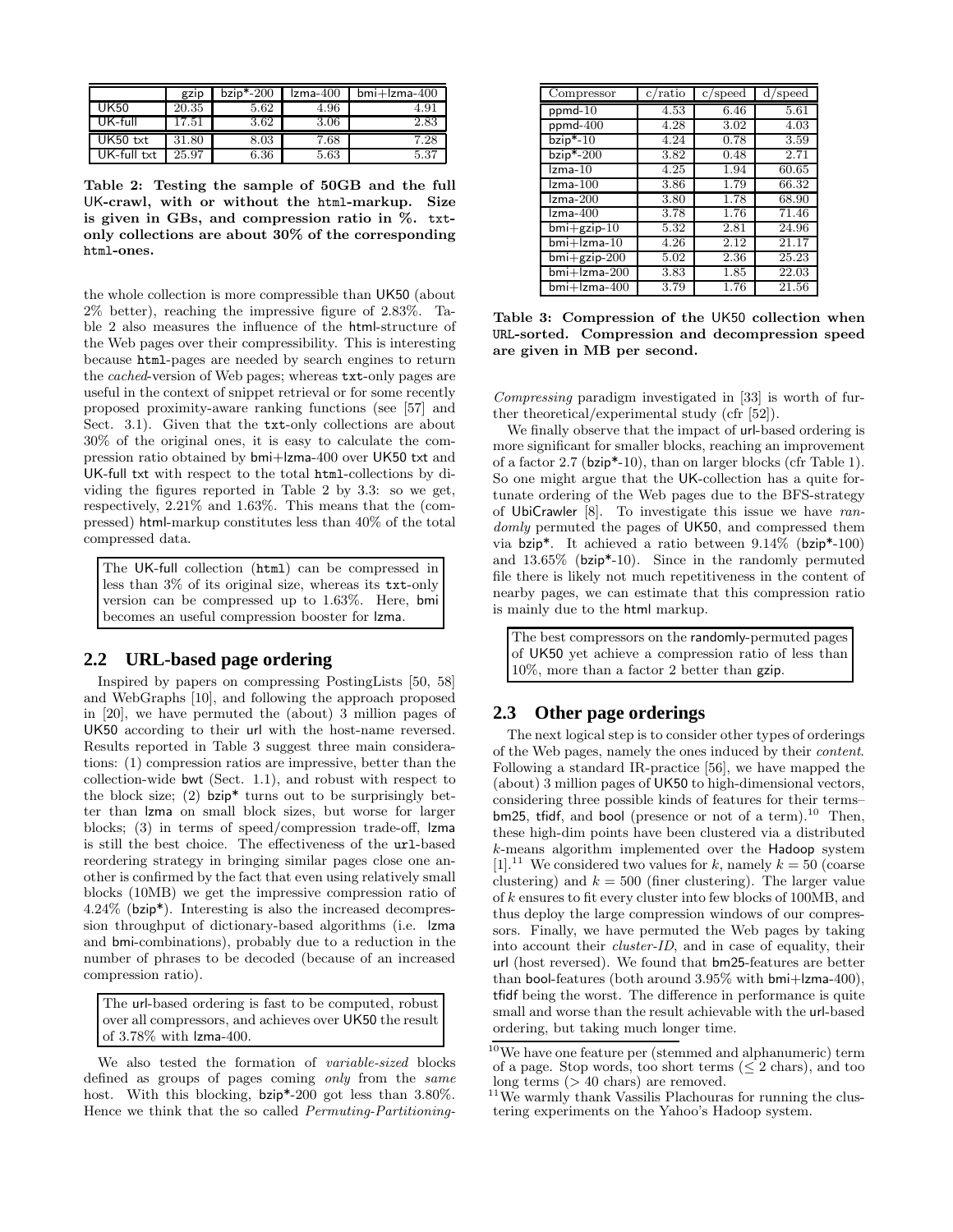| | gzip | bzip*-200 | lzma-400 | bmi+lzma-400 |
|---|---|---|---|---|
| UK50 | 20.35 | 5.62 | 4.96 | 4.91 |
| UK-full | 17.51 | 3.62 | 3.06 | 2.83 |
| UK50 txt | 31.80 | 8.03 | 7.68 | 7.28 |
| UK-full txt | 25.97 | 6.36 | 5.63 | 5.37 |

**Table 2: Testing the sample of 50GB and the full UK-crawl, with or without the html-markup. Size is given in GBs, and compression ratio in %. txt-only collections are about 30% of the corresponding html-ones.**

the whole collection is more compressible than UK50 (about 2% better), reaching the impressive figure of 2.83%. Table 2 also measures the influence of the html-structure of the Web pages over their compressibility. This is interesting because html-pages are needed by search engines to return the *cached*-version of Web pages; whereas txt-only pages are useful in the context of snippet retrieval or for some recently proposed proximity-aware ranking functions (see [57] and Sect. 3.1). Given that the txt-only collections are about 30% of the original ones, it is easy to calculate the compression ratio obtained by bmi+lzma-400 over UK50 txt and UK-full txt with respect to the total html-collections by dividing the figures reported in Table 2 by 3.3: so we get, respectively, 2.21% and 1.63%. This means that the (compressed) html-markup constitutes less than 40% of the total compressed data.

> The UK-full collection (html) can be compressed in less than 3% of its original size, whereas its txt-only version can be compressed up to 1.63%. Here, bmi becomes an useful compression booster for lzma.

## 2.2 URL-based page ordering

Inspired by papers on compressing PostingLists [50, 58] and WebGraphs [10], and following the approach proposed in [20], we have permuted the (about) 3 million pages of UK50 according to their url with the host-name reversed. Results reported in Table 3 suggest three main considerations: (1) compression ratios are impressive, better than the collection-wide bwt (Sect. 1.1), and robust with respect to the block size; (2) bzip* turns out to be surprisingly better than lzma on small block sizes, but worse for larger blocks; (3) in terms of speed/compression trade-off, lzma is still the best choice. The effectiveness of the url-based reordering strategy in bringing similar pages close one another is confirmed by the fact that even using relatively small blocks (10MB) we get the impressive compression ratio of 4.24% (bzip*). Interesting is also the increased decompression throughput of dictionary-based algorithms (i.e. lzma and bmi-combinations), probably due to a reduction in the number of phrases to be decoded (because of an increased compression ratio).

> The url-based ordering is fast to be computed, robust over all compressors, and achieves over UK50 the result of 3.78% with lzma-400.

We also tested the formation of *variable-sized* blocks defined as groups of pages coming *only* from the *same* host. With this blocking, bzip*-200 got less than 3.80%. Hence we think that the so called *Permuting-Partitioning-Compressing* paradigm investigated in [33] is worth of further theoretical/experimental study (cfr [52]).

| Compressor | c/ratio | c/speed | d/speed |
|---|---|---|---|
| ppmd-10 | 4.53 | 6.46 | 5.61 |
| ppmd-400 | 4.28 | 3.02 | 4.03 |
| bzip*-10 | 4.24 | 0.78 | 3.59 |
| bzip*-200 | 3.82 | 0.48 | 2.71 |
| lzma-10 | 4.25 | 1.94 | 60.65 |
| lzma-100 | 3.86 | 1.79 | 66.32 |
| lzma-200 | 3.80 | 1.78 | 68.90 |
| lzma-400 | 3.78 | 1.76 | 71.46 |
| bmi+gzip-10 | 5.32 | 2.81 | 24.96 |
| bmi+lzma-10 | 4.26 | 2.12 | 21.17 |
| bmi+gzip-200 | 5.02 | 2.36 | 25.23 |
| bmi+lzma-200 | 3.83 | 1.85 | 22.03 |
| bmi+lzma-400 | 3.79 | 1.76 | 21.56 |

**Table 3: Compression of the UK50 collection when URL-sorted. Compression and decompression speed are given in MB per second.**

We finally observe that the impact of url-based ordering is more significant for smaller blocks, reaching an improvement of a factor 2.7 (bzip*-10), than on larger blocks (cfr Table 1). So one might argue that the UK-collection has a quite fortunate ordering of the Web pages due to the BFS-strategy of UbiCrawler [8]. To investigate this issue we have *randomly* permuted the pages of UK50, and compressed them via bzip*. It achieved a ratio between 9.14% (bzip*-100) and 13.65% (bzip*-10). Since in the randomly permuted file there is likely not much repetitiveness in the content of nearby pages, we can estimate that this compression ratio is mainly due to the html markup.

> The best compressors on the randomly-permuted pages of UK50 yet achieve a compression ratio of less than 10%, more than a factor 2 better than gzip.

## 2.3 Other page orderings

The next logical step is to consider other types of orderings of the Web pages, namely the ones induced by their *content*. Following a standard IR-practice [56], we have mapped the (about) 3 million pages of UK50 to high-dimensional vectors, considering three possible kinds of features for their terms– bm25, tfidf, and bool (presence or not of a term).[10] Then, these high-dim points have been clustered via a distributed $k$-means algorithm implemented over the Hadoop system [1].[11] We considered two values for $k$, namely $k = 50$ (coarse clustering) and $k = 500$ (finer clustering). The larger value of $k$ ensures to fit every cluster into few blocks of 100MB, and thus deploy the large compression windows of our compressors. Finally, we have permuted the Web pages by taking into account their *cluster-ID*, and in case of equality, their url (host reversed). We found that bm25-features are better than bool-features (both around 3.95% with bmi+lzma-400), tfidf being the worst. The difference in performance is quite small and worse than the result achievable with the url-based ordering, but taking much longer time.

[10] We have one feature per (stemmed and alphanumeric) term of a page. Stop words, too short terms ($\leq 2$ chars), and too long terms ($> 40$ chars) are removed.

[11] We warmly thank Vassilis Plachouras for running the clustering experiments on the Yahoo's Hadoop system.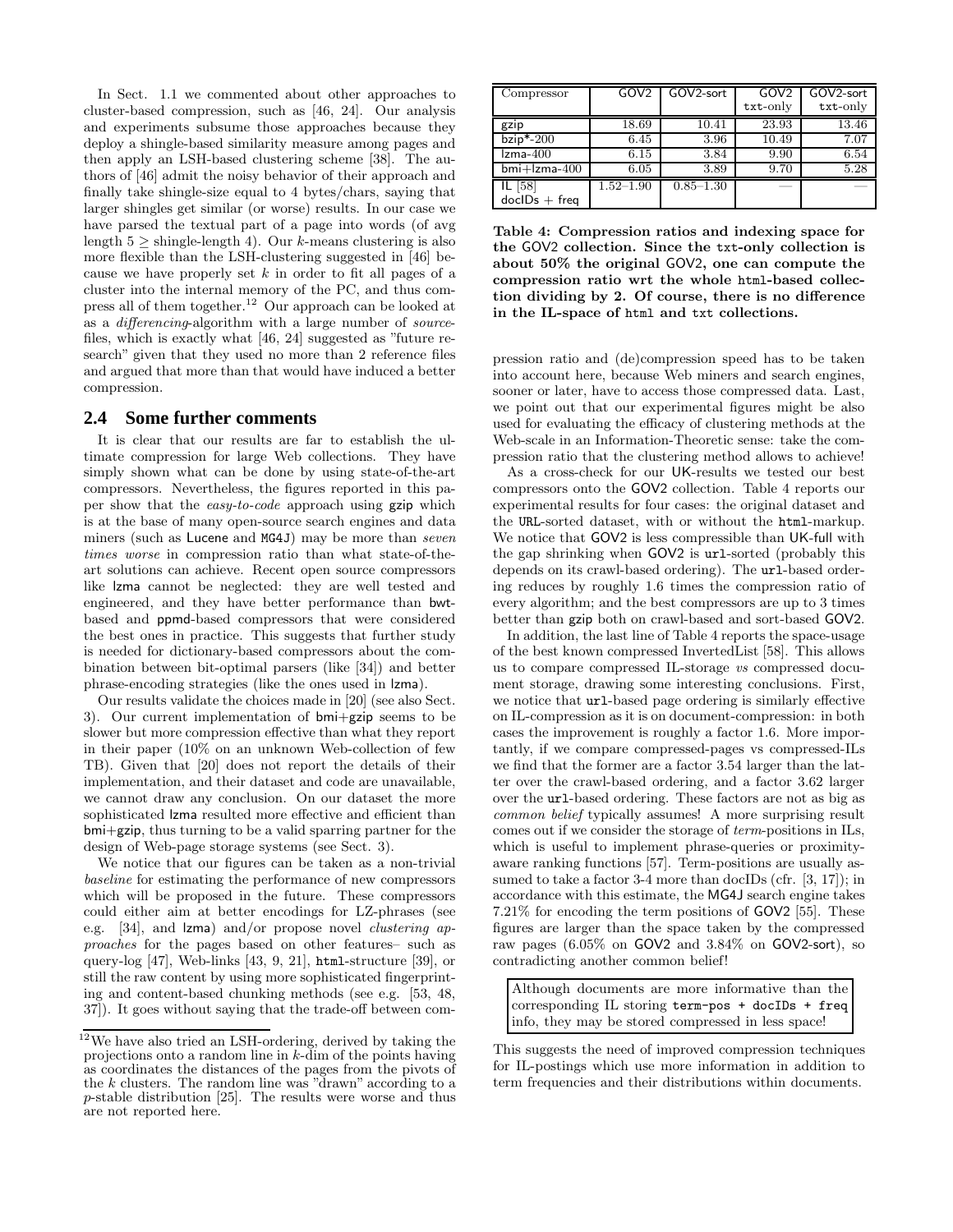In Sect. 1.1 we commented about other approaches to cluster-based compression, such as [46, 24]. Our analysis and experiments subsume those approaches because they deploy a shingle-based similarity measure among pages and then apply an LSH-based clustering scheme [38]. The authors of [46] admit the noisy behavior of their approach and finally take shingle-size equal to 4 bytes/chars, saying that larger shingles get similar (or worse) results. In our case we have parsed the textual part of a page into words (of avg length $5 \geq$ shingle-length 4). Our $k$-means clustering is also more flexible than the LSH-clustering suggested in [46] because we have properly set $k$ in order to fit all pages of a cluster into the internal memory of the PC, and thus compress all of them together.[12] Our approach can be looked at as a *differencing*-algorithm with a large number of *source*-files, which is exactly what [46, 24] suggested as "future research" given that they used no more than 2 reference files and argued that more than that would have induced a better compression.

## 2.4 Some further comments

It is clear that our results are far to establish the ultimate compression for large Web collections. They have simply shown what can be done by using state-of-the-art compressors. Nevertheless, the figures reported in this paper show that the *easy-to-code* approach using gzip which is at the base of many open-source search engines and data miners (such as Lucene and MG4J) may be more than *seven times worse* in compression ratio than what state-of-the-art solutions can achieve. Recent open source compressors like lzma cannot be neglected: they are well tested and engineered, and they have better performance than bwt-based and ppmd-based compressors that were considered the best ones in practice. This suggests that further study is needed for dictionary-based compressors about the combination between bit-optimal parsers (like [34]) and better phrase-encoding strategies (like the ones used in lzma).

Our results validate the choices made in [20] (see also Sect. 3). Our current implementation of bmi+gzip seems to be slower but more compression effective than what they report in their paper (10% on an unknown Web-collection of few TB). Given that [20] does not report the details of their implementation, and their dataset and code are unavailable, we cannot draw any conclusion. On our dataset the more sophisticated lzma resulted more effective and efficient than bmi+gzip, thus turning to be a valid sparring partner for the design of Web-page storage systems (see Sect. 3).

We notice that our figures can be taken as a non-trivial *baseline* for estimating the performance of new compressors which will be proposed in the future. These compressors could either aim at better encodings for LZ-phrases (see e.g. [34], and lzma) and/or propose novel *clustering approaches* for the pages based on other features– such as query-log [47], Web-links [43, 9, 21], html-structure [39], or still the raw content by using more sophisticated fingerprinting and content-based chunking methods (see e.g. [53, 48, 37]). It goes without saying that the trade-off between compression ratio and (de)compression speed has to be taken into account here, because Web miners and search engines, sooner or later, have to access those compressed data. Last, we point out that our experimental figures might be also used for evaluating the efficacy of clustering methods at the Web-scale in an Information-Theoretic sense: take the compression ratio that the clustering method allows to achieve!

[12] We have also tried an LSH-ordering, derived by taking the projections onto a random line in $k$-dim of the points having as coordinates the distances of the pages from the pivots of the $k$ clusters. The random line was "drawn" according to a $p$-stable distribution [25]. The results were worse and thus are not reported here.

| Compressor | GOV2 | GOV2-sort | GOV2 txt-only | GOV2-sort txt-only |
|---|---|---|---|---|
| gzip | 18.69 | 10.41 | 23.93 | 13.46 |
| bzip*-200 | 6.45 | 3.96 | 10.49 | 7.07 |
| lzma-400 | 6.15 | 3.84 | 9.90 | 6.54 |
| bmi+lzma-400 | 6.05 | 3.89 | 9.70 | 5.28 |
| IL [58] docIDs + freq | 1.52–1.90 | 0.85–1.30 | — | — |

**Table 4: Compression ratios and indexing space for the GOV2 collection. Since the txt-only collection is about 50% the original GOV2, one can compute the compression ratio wrt the whole html-based collection dividing by 2. Of course, there is no difference in the IL-space of html and txt collections.**

As a cross-check for our UK-results we tested our best compressors onto the GOV2 collection. Table 4 reports our experimental results for four cases: the original dataset and the URL-sorted dataset, with or without the html-markup. We notice that GOV2 is less compressible than UK-full with the gap shrinking when GOV2 is url-sorted (probably this depends on its crawl-based ordering). The url-based ordering reduces by roughly 1.6 times the compression ratio of every algorithm; and the best compressors are up to 3 times better than gzip both on crawl-based and sort-based GOV2.

In addition, the last line of Table 4 reports the space-usage of the best known compressed InvertedList [58]. This allows us to compare compressed IL-storage *vs* compressed document storage, drawing some interesting conclusions. First, we notice that url-based page ordering is similarly effective on IL-compression as it is on document-compression: in both cases the improvement is roughly a factor 1.6. More importantly, if we compare compressed-pages vs compressed-ILs we find that the former are a factor 3.54 larger than the latter over the crawl-based ordering, and a factor 3.62 larger over the url-based ordering. These factors are not as big as *common belief* typically assumes! A more surprising result comes out if we consider the storage of *term*-positions in ILs, which is useful to implement phrase-queries or proximity-aware ranking functions [57]. Term-positions are usually assumed to take a factor 3-4 more than docIDs (cfr. [3, 17]); in accordance with this estimate, the MG4J search engine takes 7.21% for encoding the term positions of GOV2 [55]. These figures are larger than the space taken by the compressed raw pages (6.05% on GOV2 and 3.84% on GOV2-sort), so contradicting another common belief!

> Although documents are more informative than the corresponding IL storing term-pos + docIDs + freq info, they may be stored compressed in less space!

This suggests the need of improved compression techniques for IL-postings which use more information in addition to term frequencies and their distributions within documents.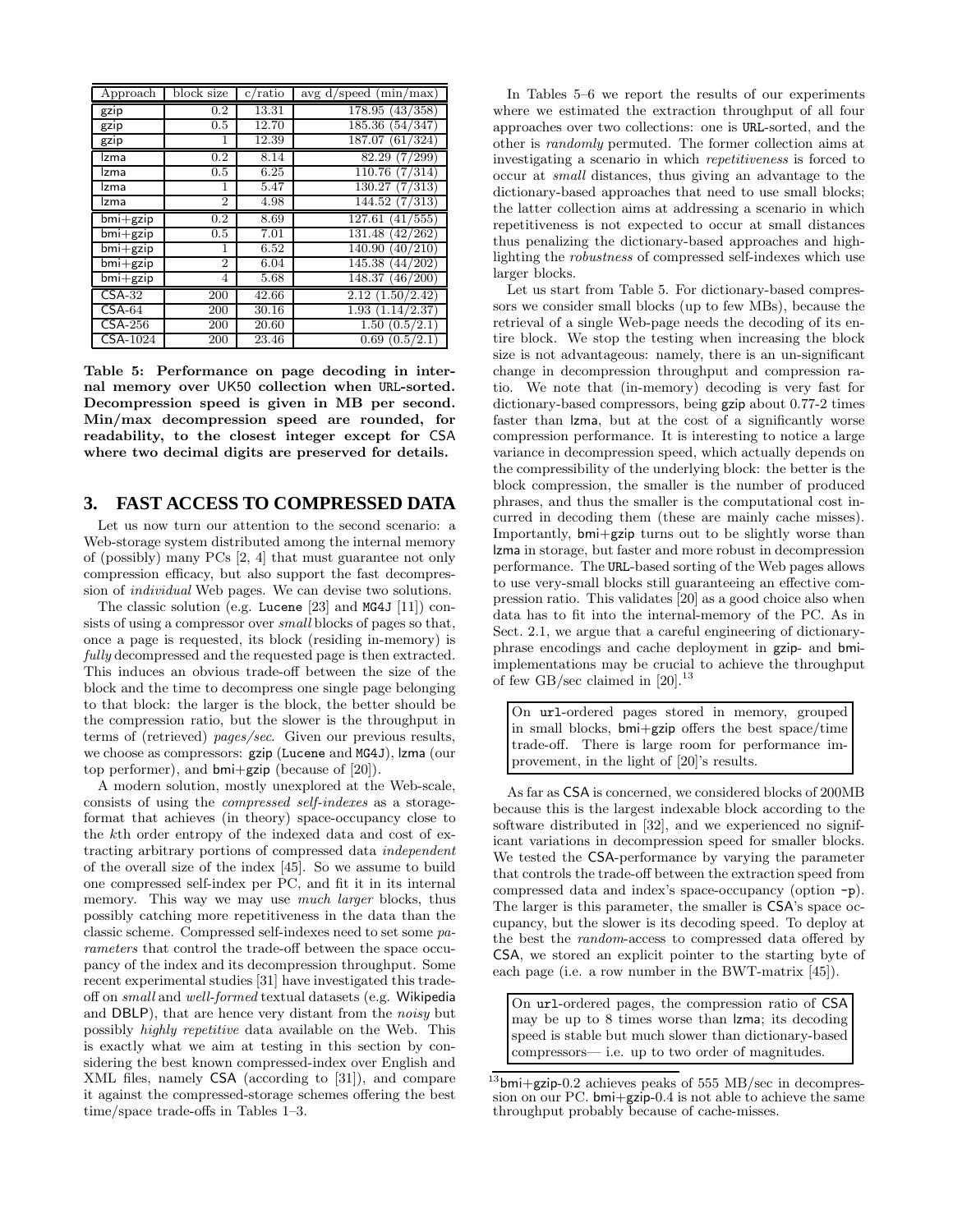| Approach | block size | c/ratio | avg d/speed (min/max) |
|---|---|---|---|
| gzip | 0.2 | 13.31 | 178.95 (43/358) |
| gzip | 0.5 | 12.70 | 185.36 (54/347) |
| gzip | 1 | 12.39 | 187.07 (61/324) |
| lzma | 0.2 | 8.14 | 82.29 (7/299) |
| lzma | 0.5 | 6.25 | 110.76 (7/314) |
| lzma | 1 | 5.47 | 130.27 (7/313) |
| lzma | 2 | 4.98 | 144.52 (7/313) |
| bmi+gzip | 0.2 | 8.69 | 127.61 (41/555) |
| bmi+gzip | 0.5 | 7.01 | 131.48 (42/262) |
| bmi+gzip | 1 | 6.52 | 140.90 (40/210) |
| bmi+gzip | 2 | 6.04 | 145.38 (44/202) |
| bmi+gzip | 4 | 5.68 | 148.37 (46/200) |
| CSA-32 | 200 | 42.66 | 2.12 (1.50/2.42) |
| CSA-64 | 200 | 30.16 | 1.93 (1.14/2.37) |
| CSA-256 | 200 | 20.60 | 1.50 (0.5/2.1) |
| CSA-1024 | 200 | 23.46 | 0.69 (0.5/2.1) |

**Table 5: Performance on page decoding in internal memory over UK50 collection when URL-sorted. Decompression speed is given in MB per second. Min/max decompression speed are rounded, for readability, to the closest integer except for CSA where two decimal digits are preserved for details.**

## 3. FAST ACCESS TO COMPRESSED DATA

Let us now turn our attention to the second scenario: a Web-storage system distributed among the internal memory of (possibly) many PCs [2, 4] that must guarantee not only compression efficacy, but also support the fast decompression of *individual* Web pages. We can devise two solutions.

The classic solution (e.g. Lucene [23] and MG4J [11]) consists of using a compressor over *small* blocks of pages so that, once a page is requested, its block (residing in-memory) is *fully* decompressed and the requested page is then extracted. This induces an obvious trade-off between the size of the block and the time to decompress one single page belonging to that block: the larger is the block, the better should be the compression ratio, but the slower is the throughput in terms of (retrieved) *pages/sec*. Given our previous results, we choose as compressors: gzip (Lucene and MG4J), lzma (our top performer), and bmi+gzip (because of [20]).

A modern solution, mostly unexplored at the Web-scale, consists of using the *compressed self-indexes* as a storage-format that achieves (in theory) space-occupancy close to the $k$th order entropy of the indexed data and cost of extracting arbitrary portions of compressed data *independent* of the overall size of the index [45]. So we assume to build one compressed self-index per PC, and fit it in its internal memory. This way we may use *much larger* blocks, thus possibly catching more repetitiveness in the data than the classic scheme. Compressed self-indexes need to set some *parameters* that control the trade-off between the space occupancy of the index and its decompression throughput. Some recent experimental studies [31] have investigated this trade-off on *small* and *well-formed* textual datasets (e.g. Wikipedia and DBLP), that are hence very distant from the *noisy* but possibly *highly repetitive* data available on the Web. This is exactly what we aim at testing in this section by considering the best known compressed-index over English and XML files, namely CSA (according to [31]), and compare it against the compressed-storage schemes offering the best time/space trade-offs in Tables 1–3.

In Tables 5–6 we report the results of our experiments where we estimated the extraction throughput of all four approaches over two collections: one is URL-sorted, and the other is *randomly* permuted. The former collection aims at investigating a scenario in which *repetitiveness* is forced to occur at *small* distances, thus giving an advantage to the dictionary-based approaches that need to use small blocks; the latter collection aims at addressing a scenario in which repetitiveness is not expected to occur at small distances thus penalizing the dictionary-based approaches and highlighting the *robustness* of compressed self-indexes which use larger blocks.

Let us start from Table 5. For dictionary-based compressors we consider small blocks (up to few MBs), because the retrieval of a single Web-page needs the decoding of its entire block. We stop the testing when increasing the block size is not advantageous: namely, there is an un-significant change in decompression throughput and compression ratio. We note that (in-memory) decoding is very fast for dictionary-based compressors, being gzip about 0.77-2 times faster than lzma, but at the cost of a significantly worse compression performance. It is interesting to notice a large variance in decompression speed, which actually depends on the compressibility of the underlying block: the better is the block compression, the smaller is the number of produced phrases, and thus the smaller is the computational cost incurred in decoding them (these are mainly cache misses). Importantly, bmi+gzip turns out to be slightly worse than lzma in storage, but faster and more robust in decompression performance. The URL-based sorting of the Web pages allows to use very-small blocks still guaranteeing an effective compression ratio. This validates [20] as a good choice also when data has to fit into the internal-memory of the PC. As in Sect. 2.1, we argue that a careful engineering of dictionary-phrase encodings and cache deployment in gzip- and bmi-implementations may be crucial to achieve the throughput of few GB/sec claimed in [20].[13]

> On url-ordered pages stored in memory, grouped in small blocks, bmi+gzip offers the best space/time trade-off. There is large room for performance improvement, in the light of [20]'s results.

As far as CSA is concerned, we considered blocks of 200MB because this is the largest indexable block according to the software distributed in [32], and we experienced no significant variations in decompression speed for smaller blocks. We tested the CSA-performance by varying the parameter that controls the trade-off between the extraction speed from compressed data and index's space-occupancy (option -p). The larger is this parameter, the smaller is CSA's space occupancy, but the slower is its decoding speed. To deploy at the best the *random*-access to compressed data offered by CSA, we stored an explicit pointer to the starting byte of each page (i.e. a row number in the BWT-matrix [45]).

> On url-ordered pages, the compression ratio of CSA may be up to 8 times worse than lzma; its decoding speed is stable but much slower than dictionary-based compressors— i.e. up to two order of magnitudes.

[13] bmi+gzip-0.2 achieves peaks of 555 MB/sec in decompression on our PC. bmi+gzip-0.4 is not able to achieve the same throughput probably because of cache-misses.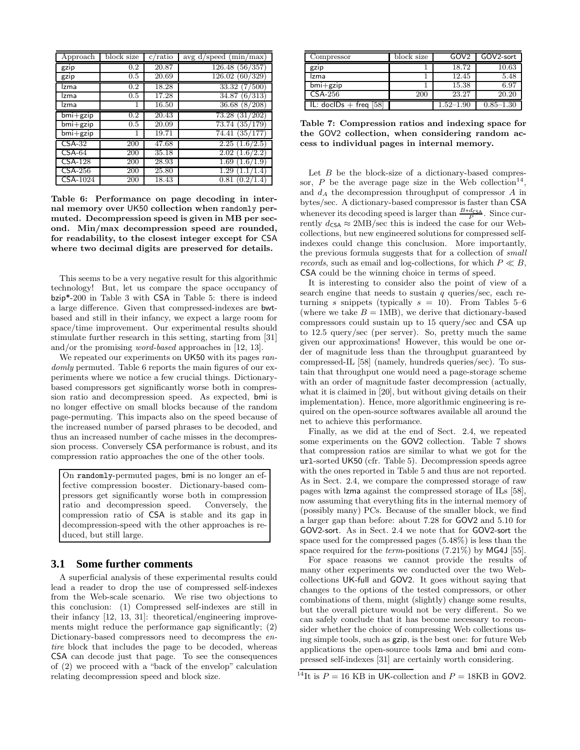| Approach | block size | c/ratio | avg d/speed (min/max) |
|---|---|---|---|
| gzip | 0.2 | 20.87 | 126.48 (56/357) |
| gzip | 0.5 | 20.69 | 126.02 (60/329) |
| lzma | 0.2 | 18.28 | 33.32 (7/500) |
| lzma | 0.5 | 17.28 | 34.87 (6/313) |
| lzma | 1 | 16.50 | 36.68 (8/208) |
| bmi+gzip | 0.2 | 20.43 | 73.28 (31/202) |
| bmi+gzip | 0.5 | 20.09 | 73.74 (35/179) |
| bmi+gzip | 1 | 19.71 | 74.41 (35/177) |
| CSA-32 | 200 | 47.68 | 2.25 (1.6/2.5) |
| CSA-64 | 200 | 35.18 | 2.02 (1.6/2.2) |
| CSA-128 | 200 | 28.93 | 1.69 (1.6/1.9) |
| CSA-256 | 200 | 25.80 | 1.29 (1.1/1.4) |
| CSA-1024 | 200 | 18.43 | 0.81 (0.2/1.4) |

**Table 6: Performance on page decoding in internal memory over UK50 collection when randomly permuted. Decompression speed is given in MB per second. Min/max decompression speed are rounded, for readability, to the closest integer except for CSA where two decimal digits are preserved for details.**

This seems to be a very negative result for this algorithmic technology! But, let us compare the space occupancy of bzip*-200 in Table 3 with CSA in Table 5: there is indeed a large difference. Given that compressed-indexes are bwt-based and still in their infancy, we expect a large room for space/time improvement. Our experimental results should stimulate further research in this setting, starting from [31] and/or the promising *word-based* approaches in [12, 13].

We repeated our experiments on UK50 with its pages *randomly* permuted. Table 6 reports the main figures of our experiments where we notice a few crucial things. Dictionary-based compressors get significantly worse both in compression ratio and decompression speed. As expected, bmi is no longer effective on small blocks because of the random page-permuting. This impacts also on the speed because of the increased number of parsed phrases to be decoded, and thus an increased number of cache misses in the decompression process. Conversely CSA performance is robust, and its compression ratio approaches the one of the other tools.

> On randomly-permuted pages, bmi is no longer an effective compression booster. Dictionary-based compressors get significantly worse both in compression ratio and decompression speed. Conversely, the compression ratio of CSA is stable and its gap in decompression-speed with the other approaches is reduced, but still large.

### 3.1 Some further comments

A superficial analysis of these experimental results could lead a reader to drop the use of compressed self-indexes from the Web-scale scenario. We rise two objections to this conclusion: (1) Compressed self-indexes are still in their infancy [12, 13, 31]: theoretical/engineering improvements might reduce the performance gap significantly; (2) Dictionary-based compressors need to decompress the *entire* block that includes the page to be decoded, whereas CSA can decode just that page. To see the consequences of (2) we proceed with a "back of the envelop" calculation relating decompression speed and block size.

| Compressor | block size | GOV2 | GOV2-sort |
|---|---|---|---|
| gzip | 1 | 18.72 | 10.63 |
| lzma | 1 | 12.45 | 5.48 |
| bmi+gzip | 1 | 15.38 | 6.97 |
| CSA-256 | 200 | 23.27 | 20.20 |
| IL: docIDs + freq [58] | | 1.52–1.90 | 0.85–1.30 |

**Table 7: Compression ratios and indexing space for the GOV2 collection, when considering random access to individual pages in internal memory.**

Let $B$ be the block-size of a dictionary-based compressor, $P$ be the average page size in the Web collection[14], and $d_A$ the decompression throughput of compressor $A$ in bytes/sec. A dictionary-based compressor is faster than CSA whenever its decoding speed is larger than $\frac{B * d_{\mathsf{CSA}}}{P}$. Since currently $d_{\mathsf{CSA}} \approx 2$MB/sec this is indeed the case for our Web-collections, but new engineered solutions for compressed self-indexes could change this conclusion. More importantly, the previous formula suggests that for a collection of *small records*, such as email and log-collections, for which $P \ll B$, CSA could be the winning choice in terms of speed.

It is interesting to consider also the point of view of a search engine that needs to sustain $q$ queries/sec, each returning $s$ snippets (typically $s = 10$). From Tables 5–6 (where we take $B = 1$MB), we derive that dictionary-based compressors could sustain up to 15 query/sec and CSA up to 12.5 query/sec (per server). So, pretty much the same given our approximations! However, this would be one order of magnitude less than the throughput guaranteed by compressed-IL [58] (namely, hundreds queries/sec). To sustain that throughput one would need a page-storage scheme with an order of magnitude faster decompression (actually, what it is claimed in [20], but without giving details on their implementation). Hence, more algorithmic engineering is required on the open-source softwares available all around the net to achieve this performance.

Finally, as we did at the end of Sect. 2.4, we repeated some experiments on the GOV2 collection. Table 7 shows that compression ratios are similar to what we got for the url-sorted UK50 (cfr. Table 5). Decompression speeds agree with the ones reported in Table 5 and thus are not reported. As in Sect. 2.4, we compare the compressed storage of raw pages with lzma against the compressed storage of ILs [58], now assuming that everything fits in the internal memory of (possibly many) PCs. Because of the smaller block, we find a larger gap than before: about 7.28 for GOV2 and 5.10 for GOV2-sort. As in Sect. 2.4 we note that for GOV2-sort the space used for the compressed pages (5.48%) is less than the space required for the *term*-positions (7.21%) by MG4J [55].

For space reasons we cannot provide the results of many other experiments we conducted over the two Web-collections UK-full and GOV2. It goes without saying that changes to the options of the tested compressors, or other combinations of them, might (slightly) change some results, but the overall picture would not be very different. So we can safely conclude that it has become necessary to reconsider whether the choice of compressing Web collections using simple tools, such as gzip, is the best one: for future Web applications the open-source tools lzma and bmi and compressed self-indexes [31] are certainly worth considering.

[14] It is $P = 16$ KB in UK-collection and $P = 18$KB in GOV2.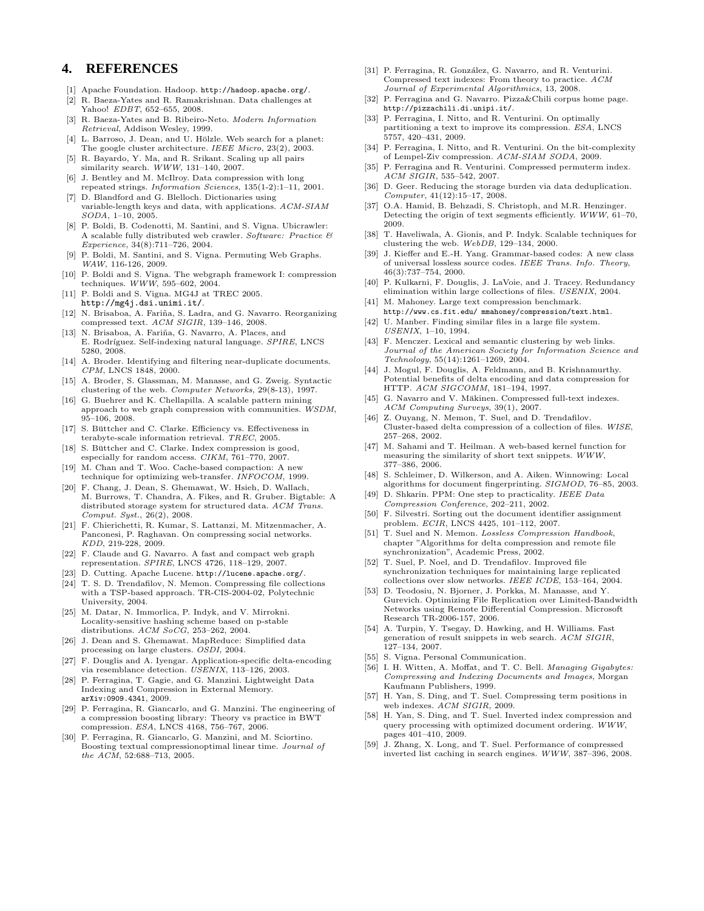# 4. REFERENCES

[1] Apache Foundation. Hadoop. http://hadoop.apache.org/.

[2] R. Baeza-Yates and R. Ramakrishnan. Data challenges at Yahoo! *EDBT*, 652–655, 2008.

[3] R. Baeza-Yates and B. Ribeiro-Neto. *Modern Information Retrieval*, Addison Wesley, 1999.

[4] L. Barroso, J. Dean, and U. Hölzle. Web search for a planet: The google cluster architecture. *IEEE Micro*, 23(2), 2003.

[5] R. Bayardo, Y. Ma, and R. Srikant. Scaling up all pairs similarity search. *WWW*, 131–140, 2007.

[6] J. Bentley and M. McIlroy. Data compression with long repeated strings. *Information Sciences*, 135(1-2):1–11, 2001.

[7] D. Blandford and G. Blelloch. Dictionaries using variable-length keys and data, with applications. *ACM-SIAM SODA*, 1–10, 2005.

[8] P. Boldi, B. Codenotti, M. Santini, and S. Vigna. Ubicrawler: A scalable fully distributed web crawler. *Software: Practice & Experience*, 34(8):711–726, 2004.

[9] P. Boldi, M. Santini, and S. Vigna. Permuting Web Graphs. *WAW*, 116-126, 2009.

[10] P. Boldi and S. Vigna. The webgraph framework I: compression techniques. *WWW*, 595–602, 2004.

[11] P. Boldi and S. Vigna. MG4J at TREC 2005. http://mg4j.dsi.unimi.it/.

[12] N. Brisaboa, A. Fariña, S. Ladra, and G. Navarro. Reorganizing compressed text. *ACM SIGIR*, 139–146, 2008.

[13] N. Brisaboa, A. Fariña, G. Navarro, A. Places, and E. Rodríguez. Self-indexing natural language. *SPIRE*, LNCS 5280, 2008.

[14] A. Broder. Identifying and filtering near-duplicate documents. *CPM*, LNCS 1848, 2000.

[15] A. Broder, S. Glassman, M. Manasse, and G. Zweig. Syntactic clustering of the web. *Computer Networks*, 29(8-13), 1997.

[16] G. Buehrer and K. Chellapilla. A scalable pattern mining approach to web graph compression with communities. *WSDM*, 95–106, 2008.

[17] S. Büttcher and C. Clarke. Efficiency vs. Effectiveness in terabyte-scale information retrieval. *TREC*, 2005.

[18] S. Büttcher and C. Clarke. Index compression is good, especially for random access. *CIKM*, 761–770, 2007.

[19] M. Chan and T. Woo. Cache-based compaction: A new technique for optimizing web-transfer. *INFOCOM*, 1999.

[20] F. Chang, J. Dean, S. Ghemawat, W. Hsieh, D. Wallach, M. Burrows, T. Chandra, A. Fikes, and R. Gruber. Bigtable: A distributed storage system for structured data. *ACM Trans. Comput. Syst.*, 26(2), 2008.

[21] F. Chierichetti, R. Kumar, S. Lattanzi, M. Mitzenmacher, A. Panconesi, P. Raghavan. On compressing social networks. *KDD*, 219-228, 2009.

[22] F. Claude and G. Navarro. A fast and compact web graph representation. *SPIRE*, LNCS 4726, 118–129, 2007.

[23] D. Cutting. Apache Lucene. http://lucene.apache.org/.

[24] T. S. D. Trendafilov, N. Memon. Compressing file collections with a TSP-based approach. TR-CIS-2004-02, Polytechnic University, 2004.

[25] M. Datar, N. Immorlica, P. Indyk, and V. Mirrokni. Locality-sensitive hashing scheme based on p-stable distributions. *ACM SoCG*, 253–262, 2004.

[26] J. Dean and S. Ghemawat. MapReduce: Simplified data processing on large clusters. *OSDI*, 2004.

[27] F. Douglis and A. Iyengar. Application-specific delta-encoding via resemblance detection. *USENIX*, 113–126, 2003.

[28] P. Ferragina, T. Gagie, and G. Manzini. Lightweight Data Indexing and Compression in External Memory. arXiv:0909.4341, 2009.

[29] P. Ferragina, R. Giancarlo, and G. Manzini. The engineering of a compression boosting library: Theory vs practice in BWT compression. *ESA*, LNCS 4168, 756–767, 2006.

[30] P. Ferragina, R. Giancarlo, G. Manzini, and M. Sciortino. Boosting textual compressionoptimal linear time. *Journal of the ACM*, 52:688–713, 2005.

[31] P. Ferragina, R. González, G. Navarro, and R. Venturini. Compressed text indexes: From theory to practice. *ACM Journal of Experimental Algorithmics*, 13, 2008.

[32] P. Ferragina and G. Navarro. Pizza&Chili corpus home page. http://pizzachili.di.unipi.it/.

[33] P. Ferragina, I. Nitto, and R. Venturini. On optimally partitioning a text to improve its compression. *ESA*, LNCS 5757, 420–431, 2009.

[34] P. Ferragina, I. Nitto, and R. Venturini. On the bit-complexity of Lempel-Ziv compression. *ACM-SIAM SODA*, 2009.

[35] P. Ferragina and R. Venturini. Compressed permuterm index. *ACM SIGIR*, 535–542, 2007.

[36] D. Geer. Reducing the storage burden via data deduplication. *Computer*, 41(12):15–17, 2008.

[37] O.A. Hamid, B. Behzadi, S. Christoph, and M.R. Henzinger. Detecting the origin of text segments efficiently. *WWW*, 61–70, 2009.

[38] T. Haveliwala, A. Gionis, and P. Indyk. Scalable techniques for clustering the web. *WebDB*, 129–134, 2000.

[39] J. Kieffer and E.-H. Yang. Grammar-based codes: A new class of universal lossless source codes. *IEEE Trans. Info. Theory*, 46(3):737–754, 2000.

[40] P. Kulkarni, F. Douglis, J. LaVoie, and J. Tracey. Redundancy elimination within large collections of files. *USENIX*, 2004.

[41] M. Mahoney. Large text compression benchmark. http://www.cs.fit.edu/ mmahoney/compression/text.html.

[42] U. Manber. Finding similar files in a large file system. *USENIX*, 1–10, 1994.

[43] F. Menczer. Lexical and semantic clustering by web links. *Journal of the American Society for Information Science and Technology*, 55(14):1261–1269, 2004.

[44] J. Mogul, F. Douglis, A. Feldmann, and B. Krishnamurthy. Potential benefits of delta encoding and data compression for HTTP. *ACM SIGCOMM*, 181–194, 1997.

[45] G. Navarro and V. Mäkinen. Compressed full-text indexes. *ACM Computing Surveys*, 39(1), 2007.

[46] Z. Ouyang, N. Memon, T. Suel, and D. Trendafilov. Cluster-based delta compression of a collection of files. *WISE*, 257–268, 2002.

[47] M. Sahami and T. Heilman. A web-based kernel function for measuring the similarity of short text snippets. *WWW*, 377–386, 2006.

[48] S. Schleimer, D. Wilkerson, and A. Aiken. Winnowing: Local algorithms for document fingerprinting. *SIGMOD*, 76–85, 2003.

[49] D. Shkarin. PPM: One step to practicality. *IEEE Data Compression Conference*, 202–211, 2002.

[50] F. Silvestri. Sorting out the document identifier assignment problem. *ECIR*, LNCS 4425, 101–112, 2007.

[51] T. Suel and N. Memon. *Lossless Compression Handbook*, chapter "Algorithms for delta compression and remote file synchronization", Academic Press, 2002.

[52] T. Suel, P. Noel, and D. Trendafilov. Improved file synchronization techniques for maintaining large replicated collections over slow networks. *IEEE ICDE*, 153–164, 2004.

[53] D. Teodosiu, N. Bjorner, J. Porkka, M. Manasse, and Y. Gurevich. Optimizing File Replication over Limited-Bandwidth Networks using Remote Differential Compression. Microsoft Research TR-2006-157, 2006.

[54] A. Turpin, Y. Tsegay, D. Hawking, and H. Williams. Fast generation of result snippets in web search. *ACM SIGIR*, 127–134, 2007.

[55] S. Vigna. Personal Communication.

[56] I. H. Witten, A. Moffat, and T. C. Bell. *Managing Gigabytes: Compressing and Indexing Documents and Images*, Morgan Kaufmann Publishers, 1999.

[57] H. Yan, S. Ding, and T. Suel. Compressing term positions in web indexes. *ACM SIGIR*, 2009.

[58] H. Yan, S. Ding, and T. Suel. Inverted index compression and query processing with optimized document ordering. *WWW*, pages 401–410, 2009.

[59] J. Zhang, X. Long, and T. Suel. Performance of compressed inverted list caching in search engines. *WWW*, 387–396, 2008.